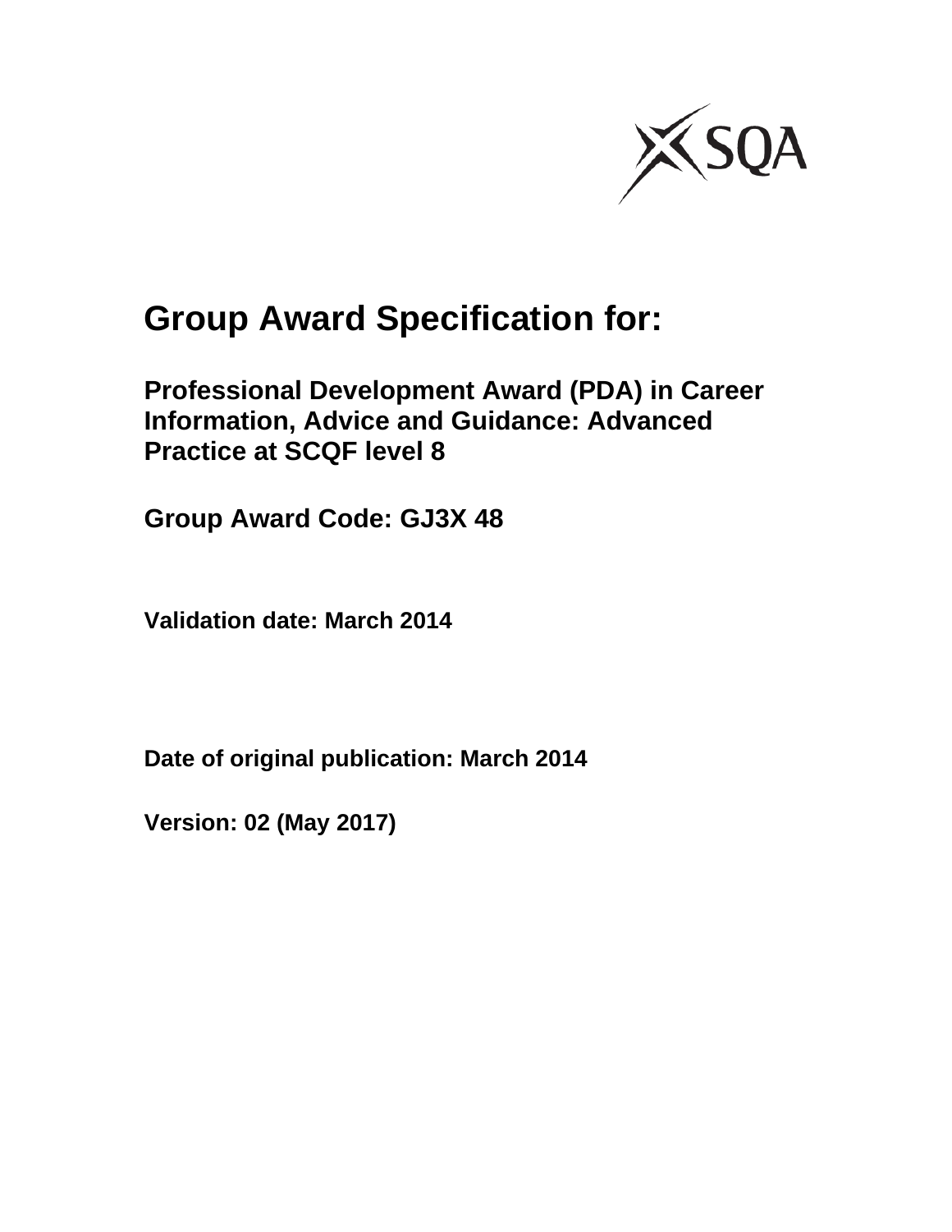# Group Award Specification for:

## Professional Development Award (PDA) in Career Information, Advice and Guidance: Advanced Practice at SCQF level 8

## Group Award Code: GJ3X 48

**Validation date: March 2014**

**Date of original publication: March 2014**

**Version: 02 (May 2017)**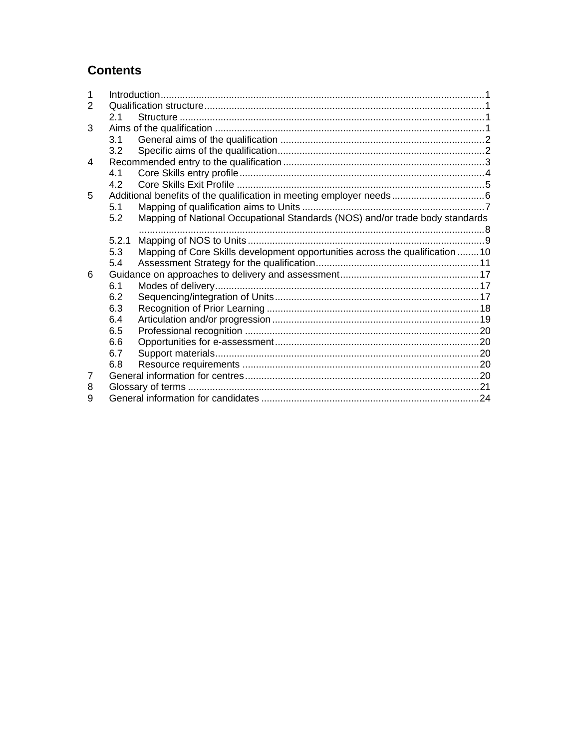# Contents

1 Introduction ..... 1
2 Qualification structure ..... 1
  2.1 Structure ..... 1
3 Aims of the qualification ..... 1
  3.1 General aims of the qualification ..... 2
  3.2 Specific aims of the qualification ..... 2
4 Recommended entry to the qualification ..... 3
  4.1 Core Skills entry profile ..... 4
  4.2 Core Skills Exit Profile ..... 5
5 Additional benefits of the qualification in meeting employer needs ..... 6
  5.1 Mapping of qualification aims to Units ..... 7
  5.2 Mapping of National Occupational Standards (NOS) and/or trade body standards ..... 8
  5.2.1 Mapping of NOS to Units ..... 9
  5.3 Mapping of Core Skills development opportunities across the qualification ..... 10
  5.4 Assessment Strategy for the qualification ..... 11
6 Guidance on approaches to delivery and assessment ..... 17
  6.1 Modes of delivery ..... 17
  6.2 Sequencing/integration of Units ..... 17
  6.3 Recognition of Prior Learning ..... 18
  6.4 Articulation and/or progression ..... 19
  6.5 Professional recognition ..... 20
  6.6 Opportunities for e-assessment ..... 20
  6.7 Support materials ..... 20
  6.8 Resource requirements ..... 20
7 General information for centres ..... 20
8 Glossary of terms ..... 21
9 General information for candidates ..... 24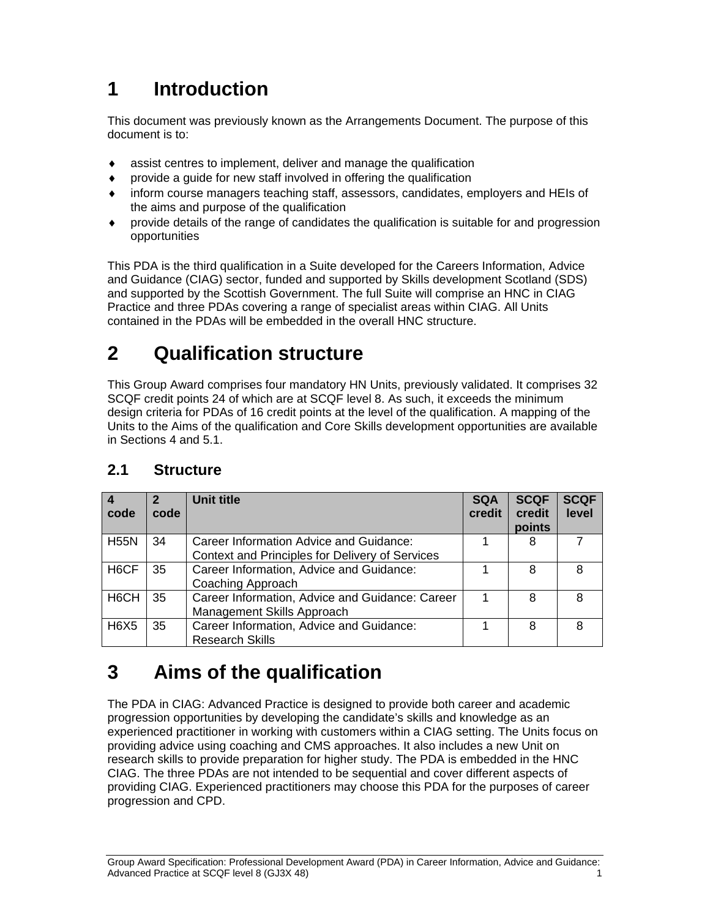# 1 Introduction

This document was previously known as the Arrangements Document. The purpose of this document is to:

- assist centres to implement, deliver and manage the qualification
- provide a guide for new staff involved in offering the qualification
- inform course managers teaching staff, assessors, candidates, employers and HEIs of the aims and purpose of the qualification
- provide details of the range of candidates the qualification is suitable for and progression opportunities

This PDA is the third qualification in a Suite developed for the Careers Information, Advice and Guidance (CIAG) sector, funded and supported by Skills development Scotland (SDS) and supported by the Scottish Government. The full Suite will comprise an HNC in CIAG Practice and three PDAs covering a range of specialist areas within CIAG. All Units contained in the PDAs will be embedded in the overall HNC structure.

# 2 Qualification structure

This Group Award comprises four mandatory HN Units, previously validated. It comprises 32 SCQF credit points 24 of which are at SCQF level 8. As such, it exceeds the minimum design criteria for PDAs of 16 credit points at the level of the qualification. A mapping of the Units to the Aims of the qualification and Core Skills development opportunities are available in Sections 4 and 5.1.

## 2.1 Structure

| 4 code | 2 code | Unit title | SQA credit | SCQF credit points | SCQF level |
|---|---|---|---|---|---|
| H55N | 34 | Career Information Advice and Guidance: Context and Principles for Delivery of Services | 1 | 8 | 7 |
| H6CF | 35 | Career Information, Advice and Guidance: Coaching Approach | 1 | 8 | 8 |
| H6CH | 35 | Career Information, Advice and Guidance: Career Management Skills Approach | 1 | 8 | 8 |
| H6X5 | 35 | Career Information, Advice and Guidance: Research Skills | 1 | 8 | 8 |

# 3 Aims of the qualification

The PDA in CIAG: Advanced Practice is designed to provide both career and academic progression opportunities by developing the candidate's skills and knowledge as an experienced practitioner in working with customers within a CIAG setting. The Units focus on providing advice using coaching and CMS approaches. It also includes a new Unit on research skills to provide preparation for higher study. The PDA is embedded in the HNC CIAG. The three PDAs are not intended to be sequential and cover different aspects of providing CIAG. Experienced practitioners may choose this PDA for the purposes of career progression and CPD.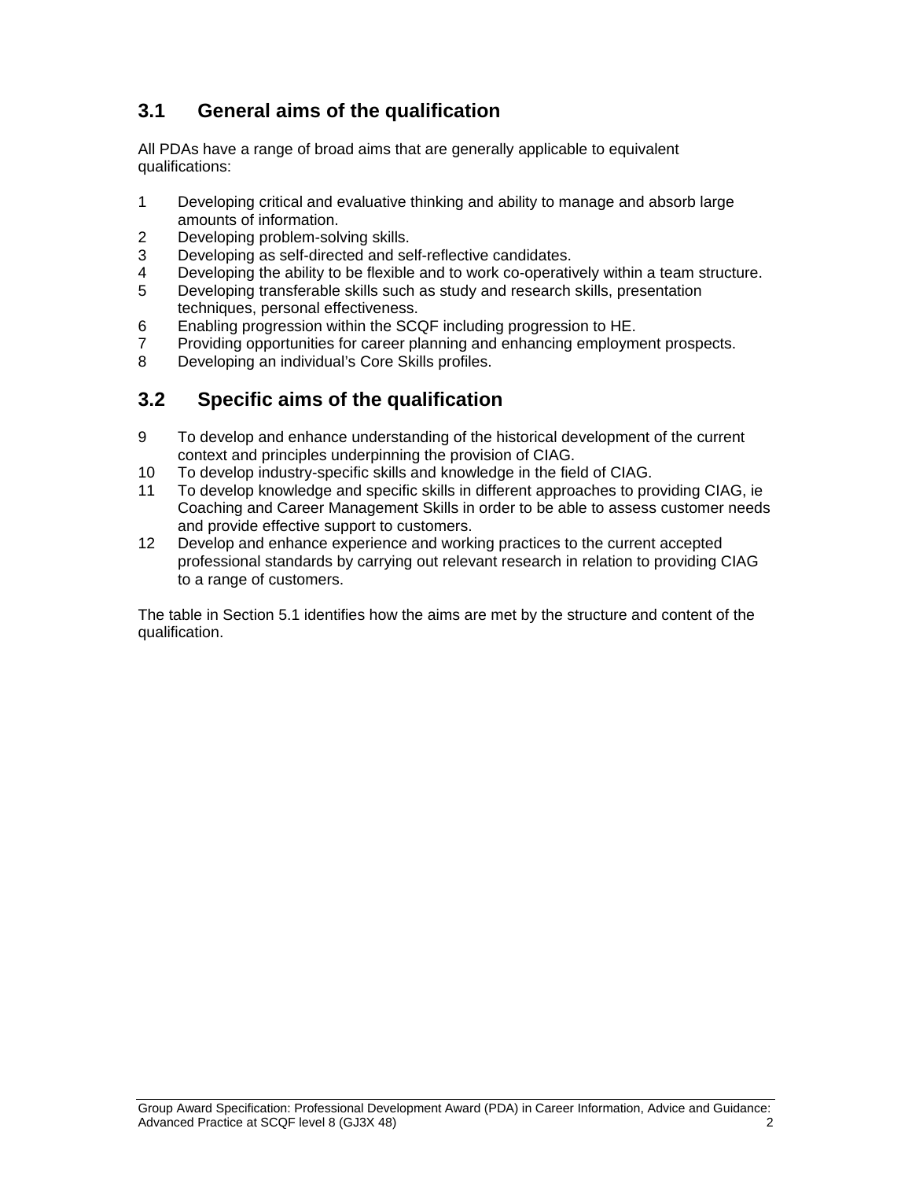## 3.1 General aims of the qualification

All PDAs have a range of broad aims that are generally applicable to equivalent qualifications:

1. Developing critical and evaluative thinking and ability to manage and absorb large amounts of information.
2. Developing problem-solving skills.
3. Developing as self-directed and self-reflective candidates.
4. Developing the ability to be flexible and to work co-operatively within a team structure.
5. Developing transferable skills such as study and research skills, presentation techniques, personal effectiveness.
6. Enabling progression within the SCQF including progression to HE.
7. Providing opportunities for career planning and enhancing employment prospects.
8. Developing an individual's Core Skills profiles.

## 3.2 Specific aims of the qualification

9. To develop and enhance understanding of the historical development of the current context and principles underpinning the provision of CIAG.
10. To develop industry-specific skills and knowledge in the field of CIAG.
11. To develop knowledge and specific skills in different approaches to providing CIAG, ie Coaching and Career Management Skills in order to be able to assess customer needs and provide effective support to customers.
12. Develop and enhance experience and working practices to the current accepted professional standards by carrying out relevant research in relation to providing CIAG to a range of customers.

The table in Section 5.1 identifies how the aims are met by the structure and content of the qualification.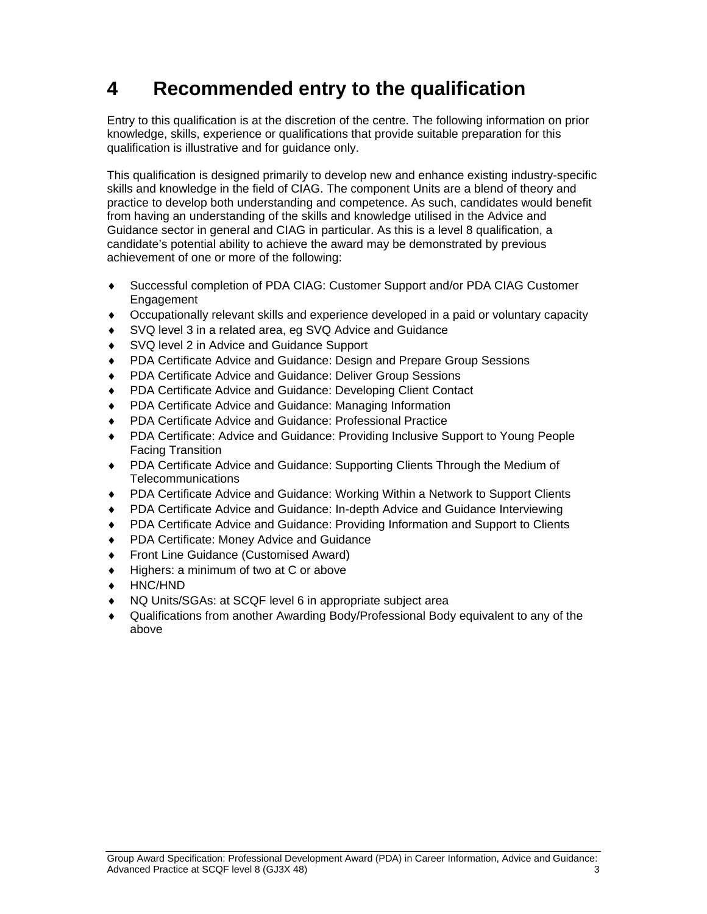# 4 Recommended entry to the qualification

Entry to this qualification is at the discretion of the centre. The following information on prior knowledge, skills, experience or qualifications that provide suitable preparation for this qualification is illustrative and for guidance only.

This qualification is designed primarily to develop new and enhance existing industry-specific skills and knowledge in the field of CIAG. The component Units are a blend of theory and practice to develop both understanding and competence. As such, candidates would benefit from having an understanding of the skills and knowledge utilised in the Advice and Guidance sector in general and CIAG in particular. As this is a level 8 qualification, a candidate's potential ability to achieve the award may be demonstrated by previous achievement of one or more of the following:

- Successful completion of PDA CIAG: Customer Support and/or PDA CIAG Customer Engagement
- Occupationally relevant skills and experience developed in a paid or voluntary capacity
- SVQ level 3 in a related area, eg SVQ Advice and Guidance
- SVQ level 2 in Advice and Guidance Support
- PDA Certificate Advice and Guidance: Design and Prepare Group Sessions
- PDA Certificate Advice and Guidance: Deliver Group Sessions
- PDA Certificate Advice and Guidance: Developing Client Contact
- PDA Certificate Advice and Guidance: Managing Information
- PDA Certificate Advice and Guidance: Professional Practice
- PDA Certificate: Advice and Guidance: Providing Inclusive Support to Young People Facing Transition
- PDA Certificate Advice and Guidance: Supporting Clients Through the Medium of Telecommunications
- PDA Certificate Advice and Guidance: Working Within a Network to Support Clients
- PDA Certificate Advice and Guidance: In-depth Advice and Guidance Interviewing
- PDA Certificate Advice and Guidance: Providing Information and Support to Clients
- PDA Certificate: Money Advice and Guidance
- Front Line Guidance (Customised Award)
- Highers: a minimum of two at C or above
- HNC/HND
- NQ Units/SGAs: at SCQF level 6 in appropriate subject area
- Qualifications from another Awarding Body/Professional Body equivalent to any of the above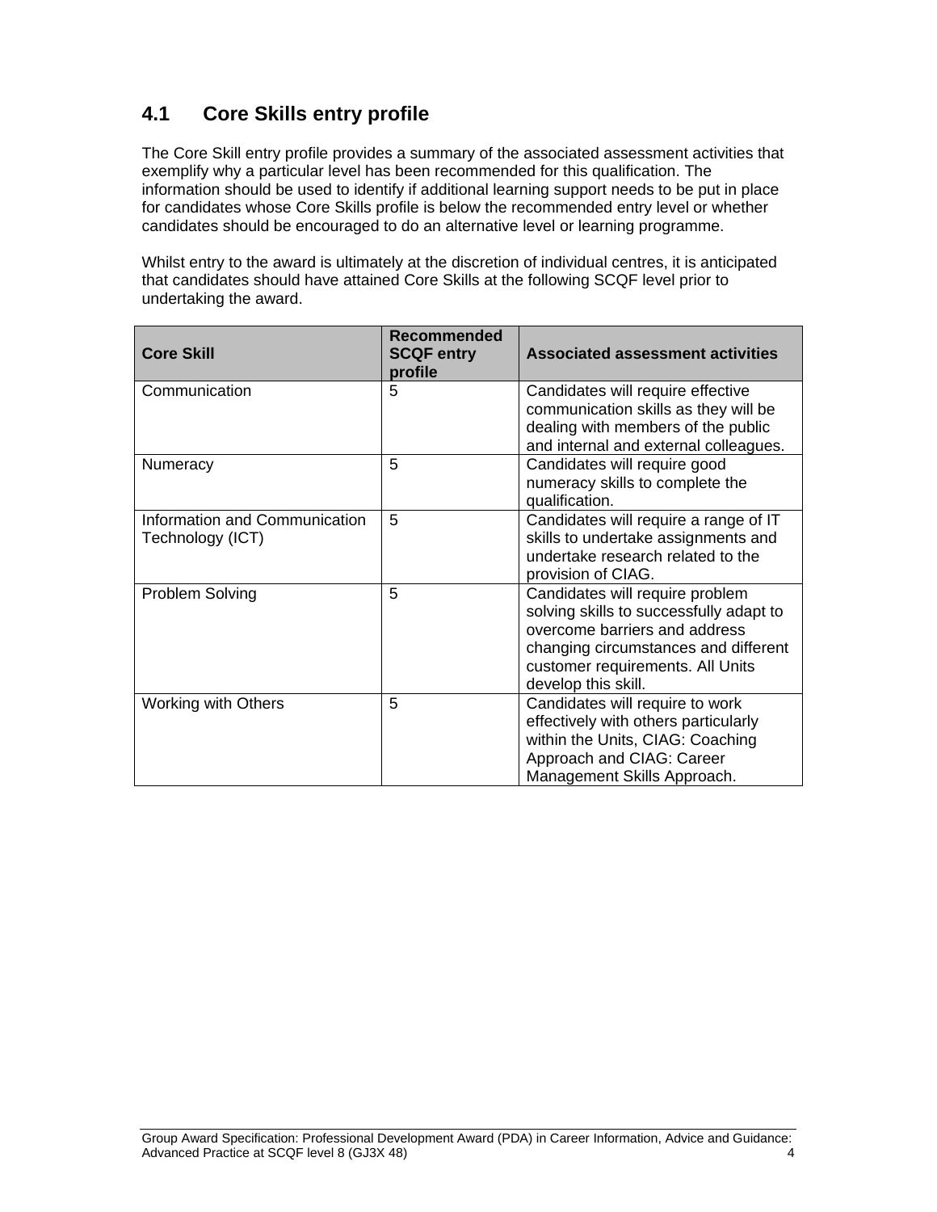## 4.1 Core Skills entry profile

The Core Skill entry profile provides a summary of the associated assessment activities that exemplify why a particular level has been recommended for this qualification. The information should be used to identify if additional learning support needs to be put in place for candidates whose Core Skills profile is below the recommended entry level or whether candidates should be encouraged to do an alternative level or learning programme.

Whilst entry to the award is ultimately at the discretion of individual centres, it is anticipated that candidates should have attained Core Skills at the following SCQF level prior to undertaking the award.

| Core Skill | Recommended SCQF entry profile | Associated assessment activities |
|---|---|---|
| Communication | 5 | Candidates will require effective communication skills as they will be dealing with members of the public and internal and external colleagues. |
| Numeracy | 5 | Candidates will require good numeracy skills to complete the qualification. |
| Information and Communication Technology (ICT) | 5 | Candidates will require a range of IT skills to undertake assignments and undertake research related to the provision of CIAG. |
| Problem Solving | 5 | Candidates will require problem solving skills to successfully adapt to overcome barriers and address changing circumstances and different customer requirements. All Units develop this skill. |
| Working with Others | 5 | Candidates will require to work effectively with others particularly within the Units, CIAG: Coaching Approach and CIAG: Career Management Skills Approach. |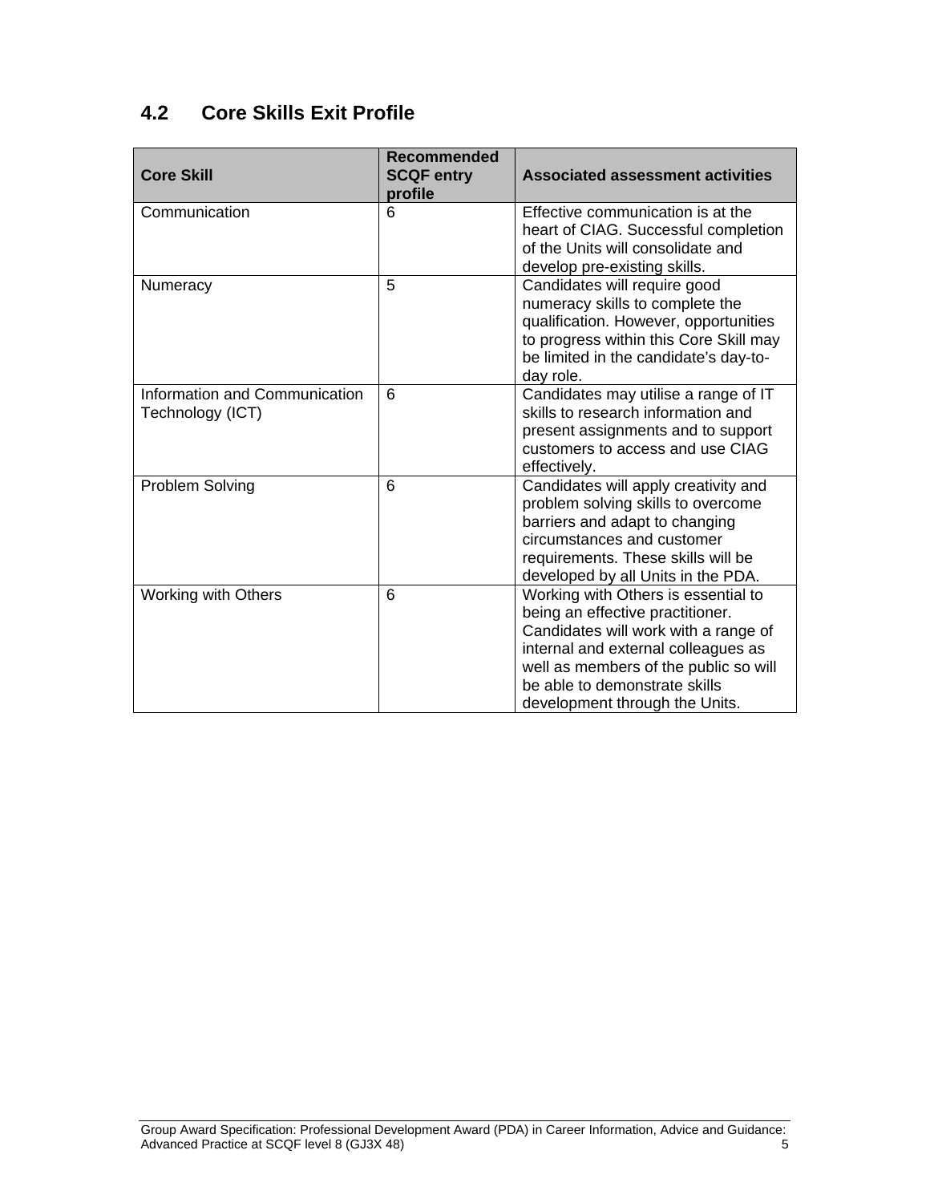## 4.2 Core Skills Exit Profile

| Core Skill | Recommended SCQF entry profile | Associated assessment activities |
|---|---|---|
| Communication | 6 | Effective communication is at the heart of CIAG. Successful completion of the Units will consolidate and develop pre-existing skills. |
| Numeracy | 5 | Candidates will require good numeracy skills to complete the qualification. However, opportunities to progress within this Core Skill may be limited in the candidate's day-to-day role. |
| Information and Communication Technology (ICT) | 6 | Candidates may utilise a range of IT skills to research information and present assignments and to support customers to access and use CIAG effectively. |
| Problem Solving | 6 | Candidates will apply creativity and problem solving skills to overcome barriers and adapt to changing circumstances and customer requirements. These skills will be developed by all Units in the PDA. |
| Working with Others | 6 | Working with Others is essential to being an effective practitioner. Candidates will work with a range of internal and external colleagues as well as members of the public so will be able to demonstrate skills development through the Units. |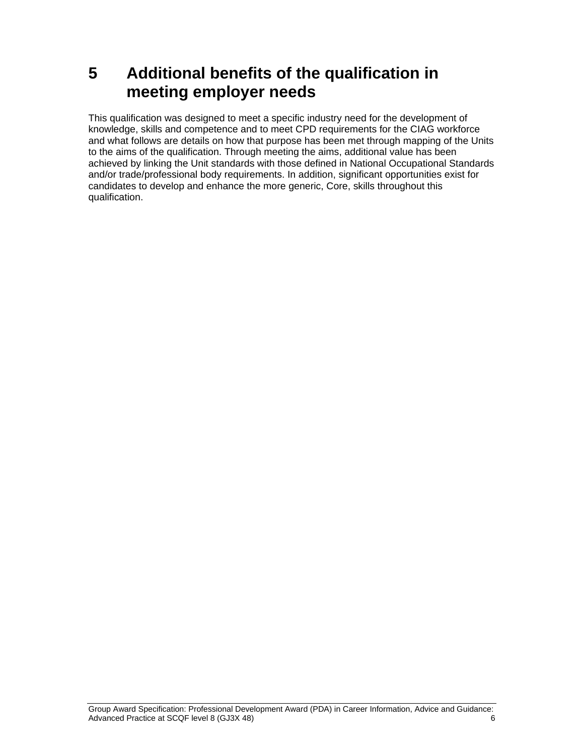# 5 Additional benefits of the qualification in meeting employer needs

This qualification was designed to meet a specific industry need for the development of knowledge, skills and competence and to meet CPD requirements for the CIAG workforce and what follows are details on how that purpose has been met through mapping of the Units to the aims of the qualification. Through meeting the aims, additional value has been achieved by linking the Unit standards with those defined in National Occupational Standards and/or trade/professional body requirements. In addition, significant opportunities exist for candidates to develop and enhance the more generic, Core, skills throughout this qualification.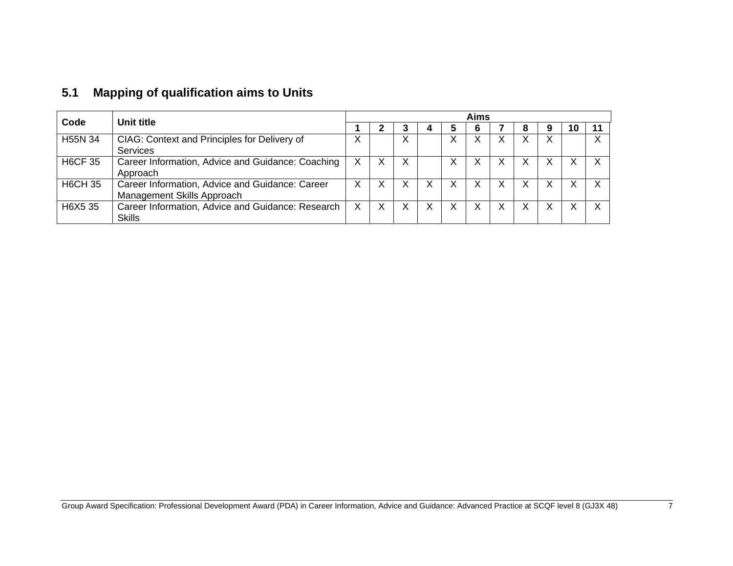### 5.1 Mapping of qualification aims to Units

| Code | Unit title | Aims | | | | | | | | | | |
|---|---|---|---|---|---|---|---|---|---|---|---|---|
| | | 1 | 2 | 3 | 4 | 5 | 6 | 7 | 8 | 9 | 10 | 11 |
| H55N 34 | CIAG: Context and Principles for Delivery of Services | X | | X | | X | X | X | X | X | | X |
| H6CF 35 | Career Information, Advice and Guidance: Coaching Approach | X | X | X | | X | X | X | X | X | X | X |
| H6CH 35 | Career Information, Advice and Guidance: Career Management Skills Approach | X | X | X | X | X | X | X | X | X | X | X |
| H6X5 35 | Career Information, Advice and Guidance: Research Skills | X | X | X | X | X | X | X | X | X | X | X |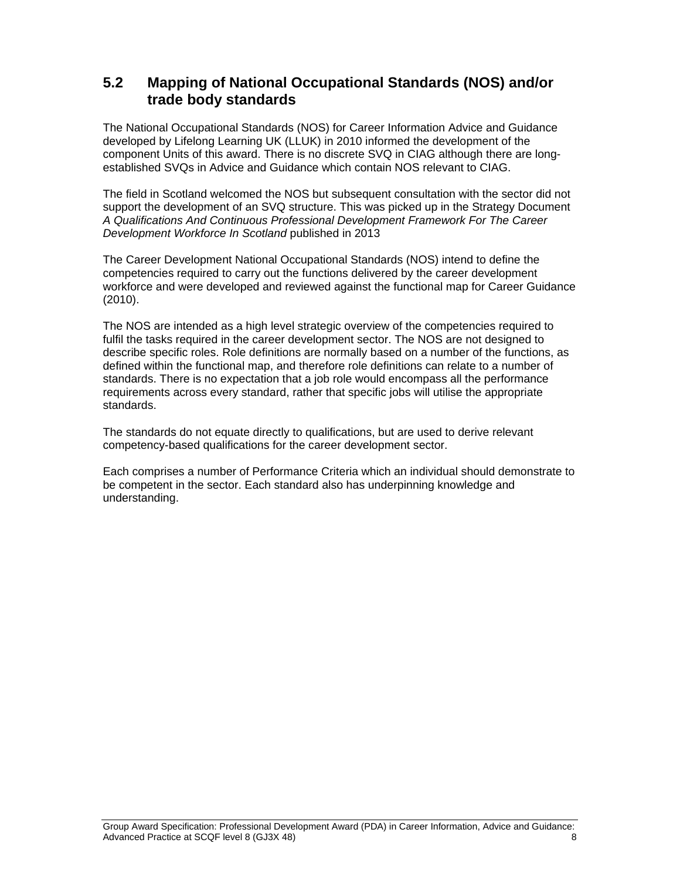## 5.2 Mapping of National Occupational Standards (NOS) and/or trade body standards

The National Occupational Standards (NOS) for Career Information Advice and Guidance developed by Lifelong Learning UK (LLUK) in 2010 informed the development of the component Units of this award. There is no discrete SVQ in CIAG although there are long-established SVQs in Advice and Guidance which contain NOS relevant to CIAG.

The field in Scotland welcomed the NOS but subsequent consultation with the sector did not support the development of an SVQ structure. This was picked up in the Strategy Document *A Qualifications And Continuous Professional Development Framework For The Career Development Workforce In Scotland* published in 2013

The Career Development National Occupational Standards (NOS) intend to define the competencies required to carry out the functions delivered by the career development workforce and were developed and reviewed against the functional map for Career Guidance (2010).

The NOS are intended as a high level strategic overview of the competencies required to fulfil the tasks required in the career development sector. The NOS are not designed to describe specific roles. Role definitions are normally based on a number of the functions, as defined within the functional map, and therefore role definitions can relate to a number of standards. There is no expectation that a job role would encompass all the performance requirements across every standard, rather that specific jobs will utilise the appropriate standards.

The standards do not equate directly to qualifications, but are used to derive relevant competency-based qualifications for the career development sector.

Each comprises a number of Performance Criteria which an individual should demonstrate to be competent in the sector. Each standard also has underpinning knowledge and understanding.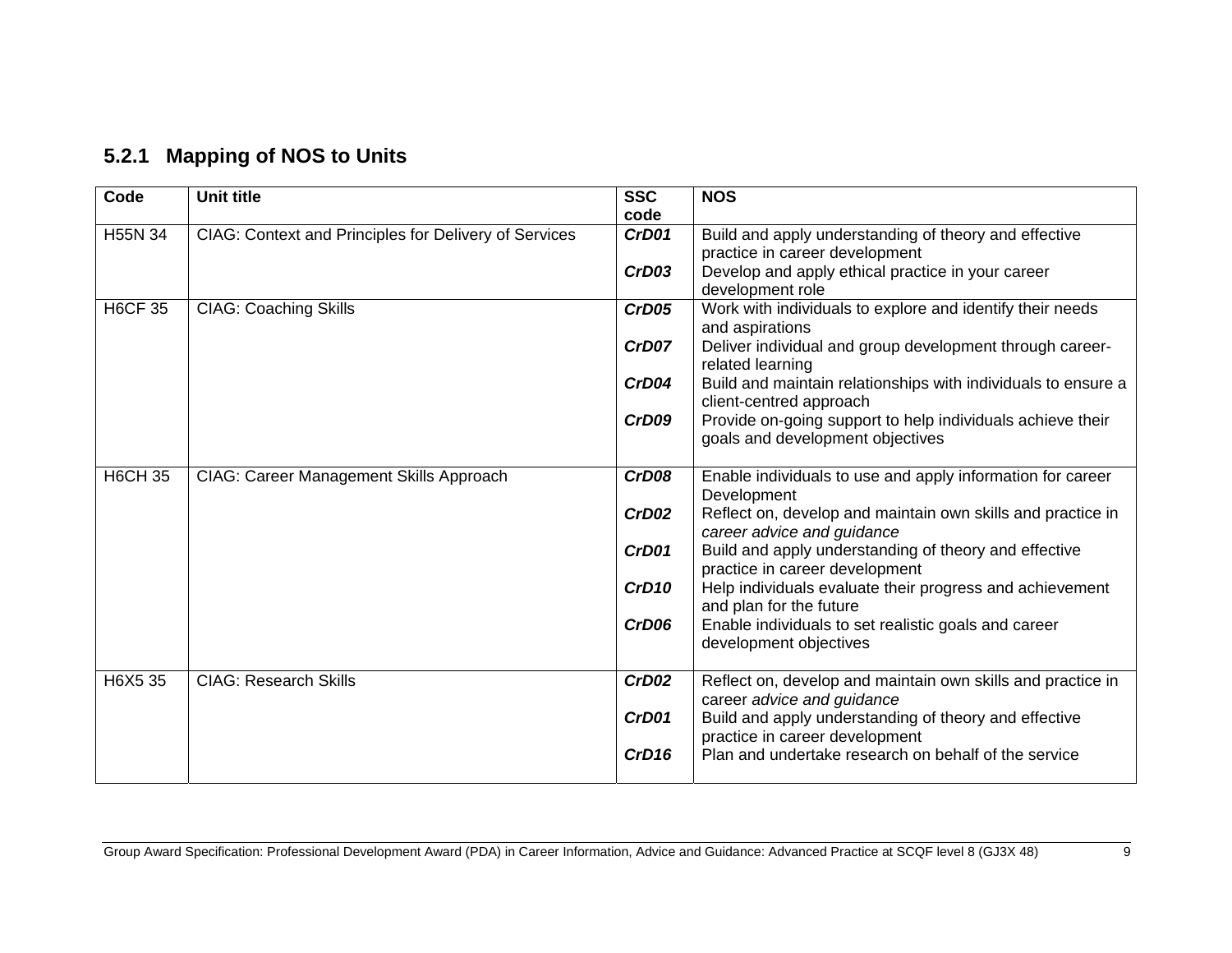### 5.2.1 Mapping of NOS to Units

| Code | Unit title | SSC code | NOS |
|---|---|---|---|
| H55N 34 | CIAG: Context and Principles for Delivery of Services | ***CrD01***<br><br>***CrD03*** | Build and apply understanding of theory and effective practice in career development<br><br>Develop and apply ethical practice in your career development role |
| H6CF 35 | CIAG: Coaching Skills | ***CrD05***<br><br>***CrD07***<br><br>***CrD04***<br><br>***CrD09*** | Work with individuals to explore and identify their needs and aspirations<br><br>Deliver individual and group development through career-related learning<br><br>Build and maintain relationships with individuals to ensure a client-centred approach<br><br>Provide on-going support to help individuals achieve their goals and development objectives |
| H6CH 35 | CIAG: Career Management Skills Approach | ***CrD08***<br><br>***CrD02***<br><br>***CrD01***<br><br>***CrD10***<br><br>***CrD06*** | Enable individuals to use and apply information for career Development<br><br>Reflect on, develop and maintain own skills and practice in *career advice and guidance*<br><br>Build and apply understanding of theory and effective practice in career development<br><br>Help individuals evaluate their progress and achievement and plan for the future<br><br>Enable individuals to set realistic goals and career development objectives |
| H6X5 35 | CIAG: Research Skills | ***CrD02***<br><br>***CrD01***<br><br>***CrD16*** | Reflect on, develop and maintain own skills and practice in career *advice and guidance*<br><br>Build and apply understanding of theory and effective practice in career development<br><br>Plan and undertake research on behalf of the service |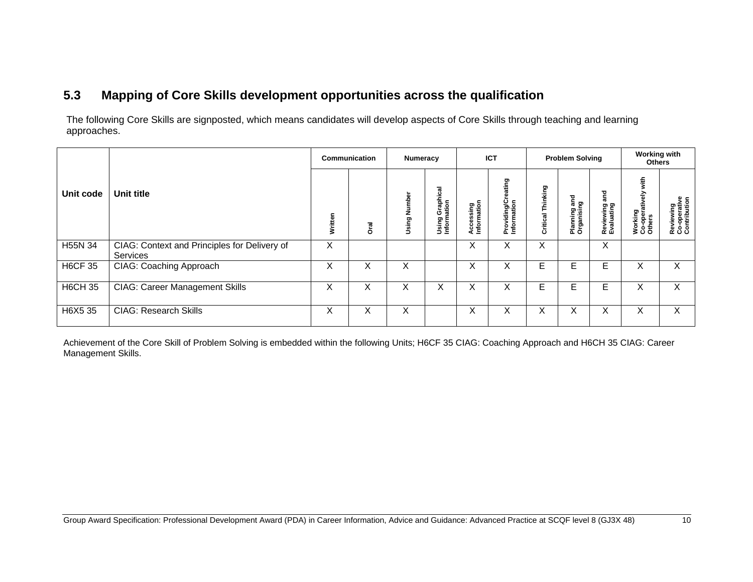## 5.3 Mapping of Core Skills development opportunities across the qualification

The following Core Skills are signposted, which means candidates will develop aspects of Core Skills through teaching and learning approaches.

| Unit code | Unit title | Communication | | Numeracy | | ICT | | Problem Solving | | | Working with Others | |
|---|---|---|---|---|---|---|---|---|---|---|---|---|
| | | Written | Oral | Using Number | Using Graphical Information | Accessing Information | Providing/Creating Information | Critical Thinking | Planning and Organising | Reviewing and Evaluating | Working Co-operatively with Others | Reviewing Co-operative Contribution |
| H55N 34 | CIAG: Context and Principles for Delivery of Services | X | | | | X | X | X | | X | | |
| H6CF 35 | CIAG: Coaching Approach | X | X | X | | X | X | E | E | E | X | X |
| H6CH 35 | CIAG: Career Management Skills | X | X | X | X | X | X | E | E | E | X | X |
| H6X5 35 | CIAG: Research Skills | X | X | X | | X | X | X | X | X | X | X |

Achievement of the Core Skill of Problem Solving is embedded within the following Units; H6CF 35 CIAG: Coaching Approach and H6CH 35 CIAG: Career Management Skills.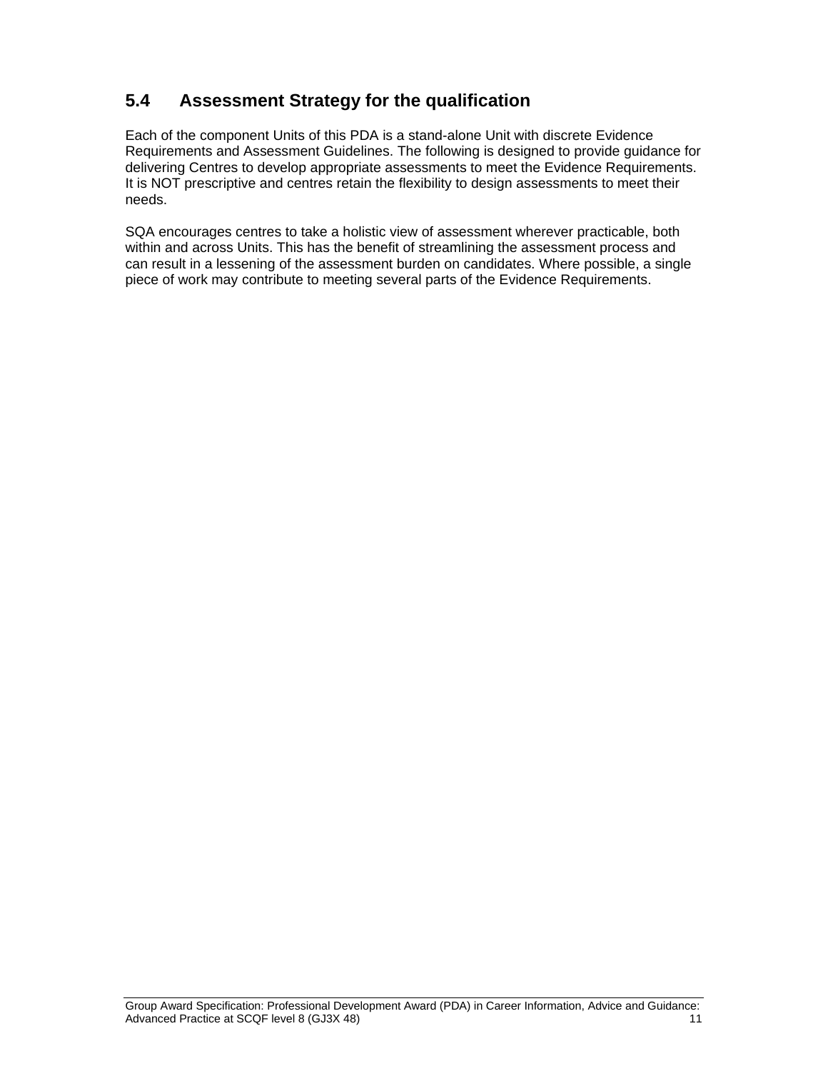## 5.4 Assessment Strategy for the qualification

Each of the component Units of this PDA is a stand-alone Unit with discrete Evidence Requirements and Assessment Guidelines. The following is designed to provide guidance for delivering Centres to develop appropriate assessments to meet the Evidence Requirements. It is NOT prescriptive and centres retain the flexibility to design assessments to meet their needs.

SQA encourages centres to take a holistic view of assessment wherever practicable, both within and across Units. This has the benefit of streamlining the assessment process and can result in a lessening of the assessment burden on candidates. Where possible, a single piece of work may contribute to meeting several parts of the Evidence Requirements.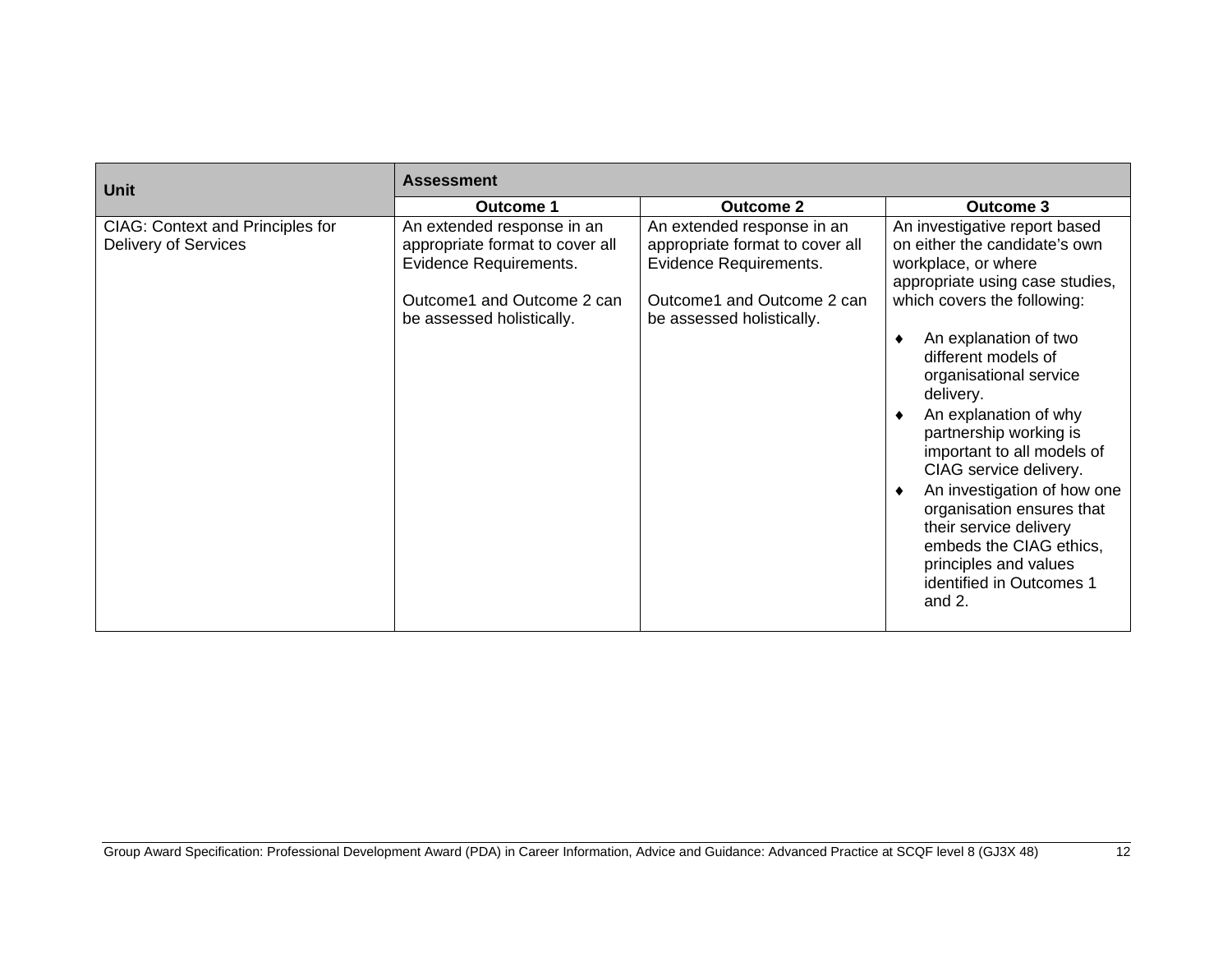| Unit | Assessment | | |
|---|---|---|---|
| | **Outcome 1** | **Outcome 2** | **Outcome 3** |
| CIAG: Context and Principles for Delivery of Services | An extended response in an appropriate format to cover all Evidence Requirements.<br><br>Outcome1 and Outcome 2 can be assessed holistically. | An extended response in an appropriate format to cover all Evidence Requirements.<br><br>Outcome1 and Outcome 2 can be assessed holistically. | An investigative report based on either the candidate's own workplace, or where appropriate using case studies, which covers the following:<br><br>♦ An explanation of two different models of organisational service delivery.<br>♦ An explanation of why partnership working is important to all models of CIAG service delivery.<br>♦ An investigation of how one organisation ensures that their service delivery embeds the CIAG ethics, principles and values identified in Outcomes 1 and 2. |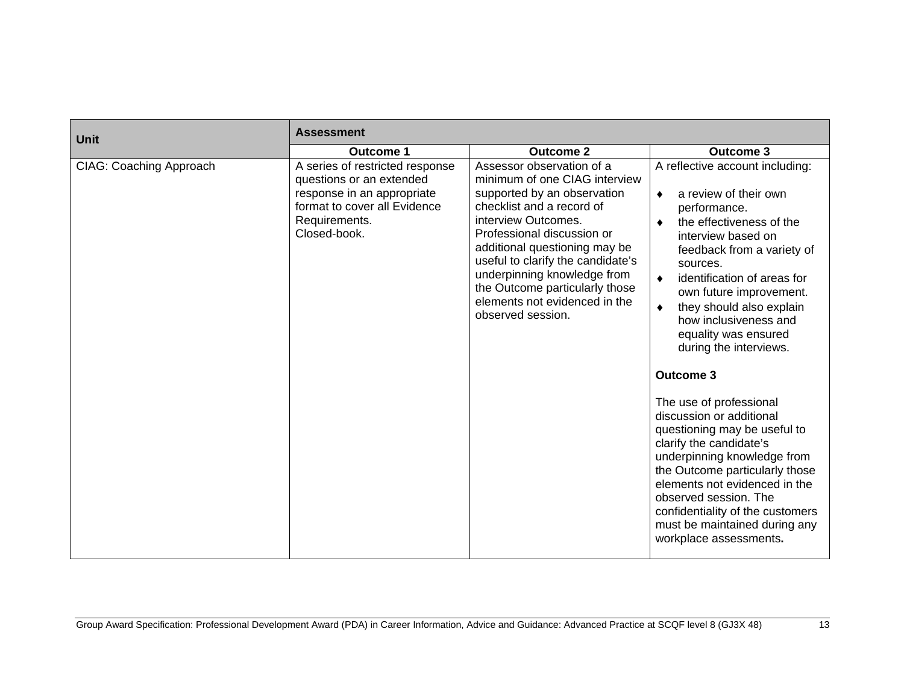| Unit | Assessment | | |
|---|---|---|---|
| | **Outcome 1** | **Outcome 2** | **Outcome 3** |
| CIAG: Coaching Approach | A series of restricted response questions or an extended response in an appropriate format to cover all Evidence Requirements.<br>Closed-book. | Assessor observation of a minimum of one CIAG interview supported by an observation checklist and a record of interview Outcomes.<br>Professional discussion or additional questioning may be useful to clarify the candidate's underpinning knowledge from the Outcome particularly those elements not evidenced in the observed session. | A reflective account including:<br><br>♦ a review of their own performance.<br>♦ the effectiveness of the interview based on feedback from a variety of sources.<br>♦ identification of areas for own future improvement.<br>♦ they should also explain how inclusiveness and equality was ensured during the interviews.<br><br>**Outcome 3**<br><br>The use of professional discussion or additional questioning may be useful to clarify the candidate's underpinning knowledge from the Outcome particularly those elements not evidenced in the observed session. The confidentiality of the customers must be maintained during any workplace assessments**.** |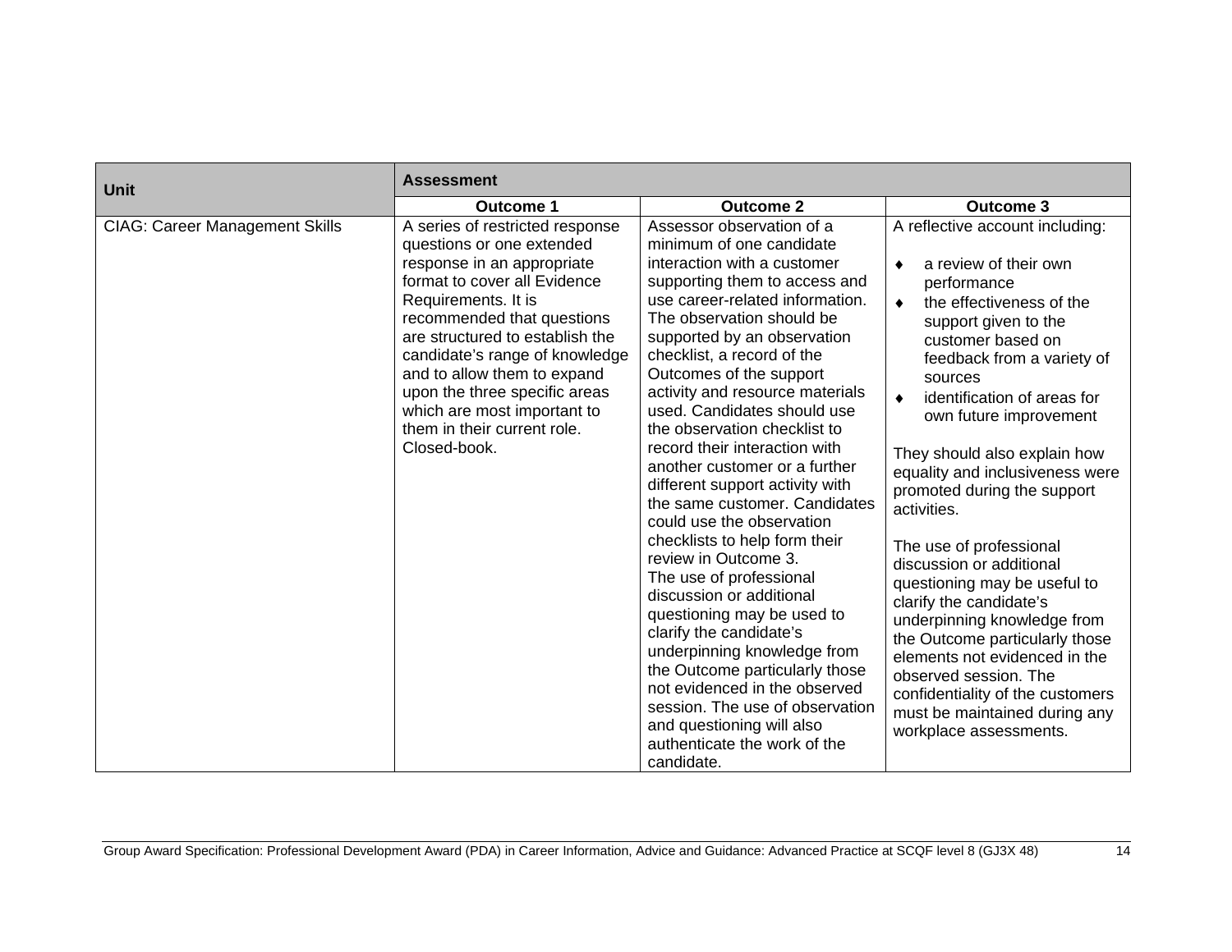| Unit | Assessment | | |
|---|---|---|---|
| | **Outcome 1** | **Outcome 2** | **Outcome 3** |
| CIAG: Career Management Skills | A series of restricted response questions or one extended response in an appropriate format to cover all Evidence Requirements. It is recommended that questions are structured to establish the candidate's range of knowledge and to allow them to expand upon the three specific areas which are most important to them in their current role. Closed-book. | Assessor observation of a minimum of one candidate interaction with a customer supporting them to access and use career-related information. The observation should be supported by an observation checklist, a record of the Outcomes of the support activity and resource materials used. Candidates should use the observation checklist to record their interaction with another customer or a further different support activity with the same customer. Candidates could use the observation checklists to help form their review in Outcome 3. The use of professional discussion or additional questioning may be used to clarify the candidate's underpinning knowledge from the Outcome particularly those not evidenced in the observed session. The use of observation and questioning will also authenticate the work of the candidate. | A reflective account including:<br><br>♦ a review of their own performance<br>♦ the effectiveness of the support given to the customer based on feedback from a variety of sources<br>♦ identification of areas for own future improvement<br><br>They should also explain how equality and inclusiveness were promoted during the support activities.<br><br>The use of professional discussion or additional questioning may be useful to clarify the candidate's underpinning knowledge from the Outcome particularly those elements not evidenced in the observed session. The confidentiality of the customers must be maintained during any workplace assessments. |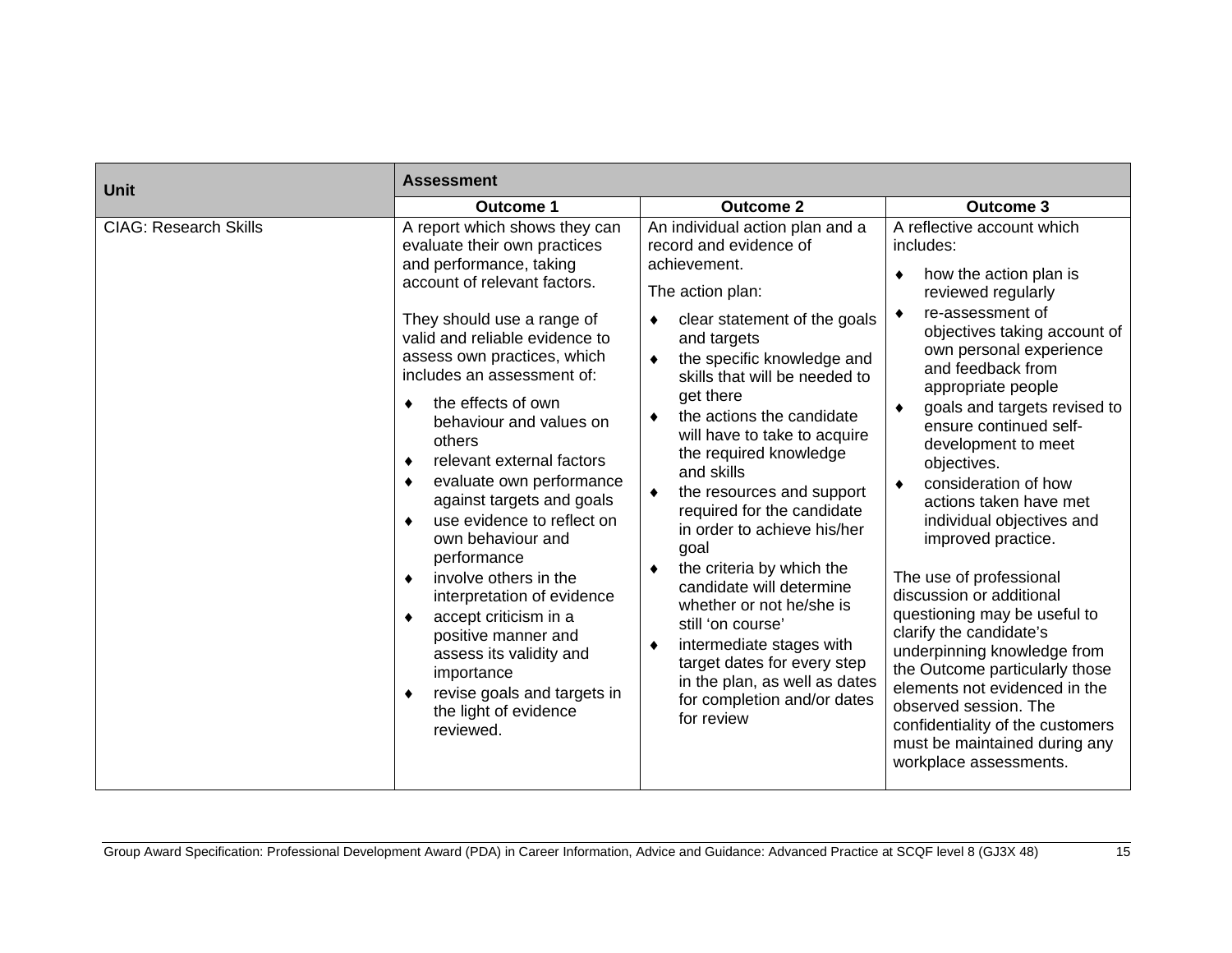| Unit | Assessment | | |
|---|---|---|---|
| | **Outcome 1** | **Outcome 2** | **Outcome 3** |
| CIAG: Research Skills | A report which shows they can evaluate their own practices and performance, taking account of relevant factors.<br><br>They should use a range of valid and reliable evidence to assess own practices, which includes an assessment of:<br>♦ the effects of own behaviour and values on others<br>♦ relevant external factors<br>♦ evaluate own performance against targets and goals<br>♦ use evidence to reflect on own behaviour and performance<br>♦ involve others in the interpretation of evidence<br>♦ accept criticism in a positive manner and assess its validity and importance<br>♦ revise goals and targets in the light of evidence reviewed. | An individual action plan and a record and evidence of achievement.<br><br>The action plan:<br>♦ clear statement of the goals and targets<br>♦ the specific knowledge and skills that will be needed to get there<br>♦ the actions the candidate will have to take to acquire the required knowledge and skills<br>♦ the resources and support required for the candidate in order to achieve his/her goal<br>♦ the criteria by which the candidate will determine whether or not he/she is still 'on course'<br>♦ intermediate stages with target dates for every step in the plan, as well as dates for completion and/or dates for review | A reflective account which includes:<br>♦ how the action plan is reviewed regularly<br>♦ re-assessment of objectives taking account of own personal experience and feedback from appropriate people<br>♦ goals and targets revised to ensure continued self-development to meet objectives.<br>♦ consideration of how actions taken have met individual objectives and improved practice.<br><br>The use of professional discussion or additional questioning may be useful to clarify the candidate's underpinning knowledge from the Outcome particularly those elements not evidenced in the observed session. The confidentiality of the customers must be maintained during any workplace assessments. |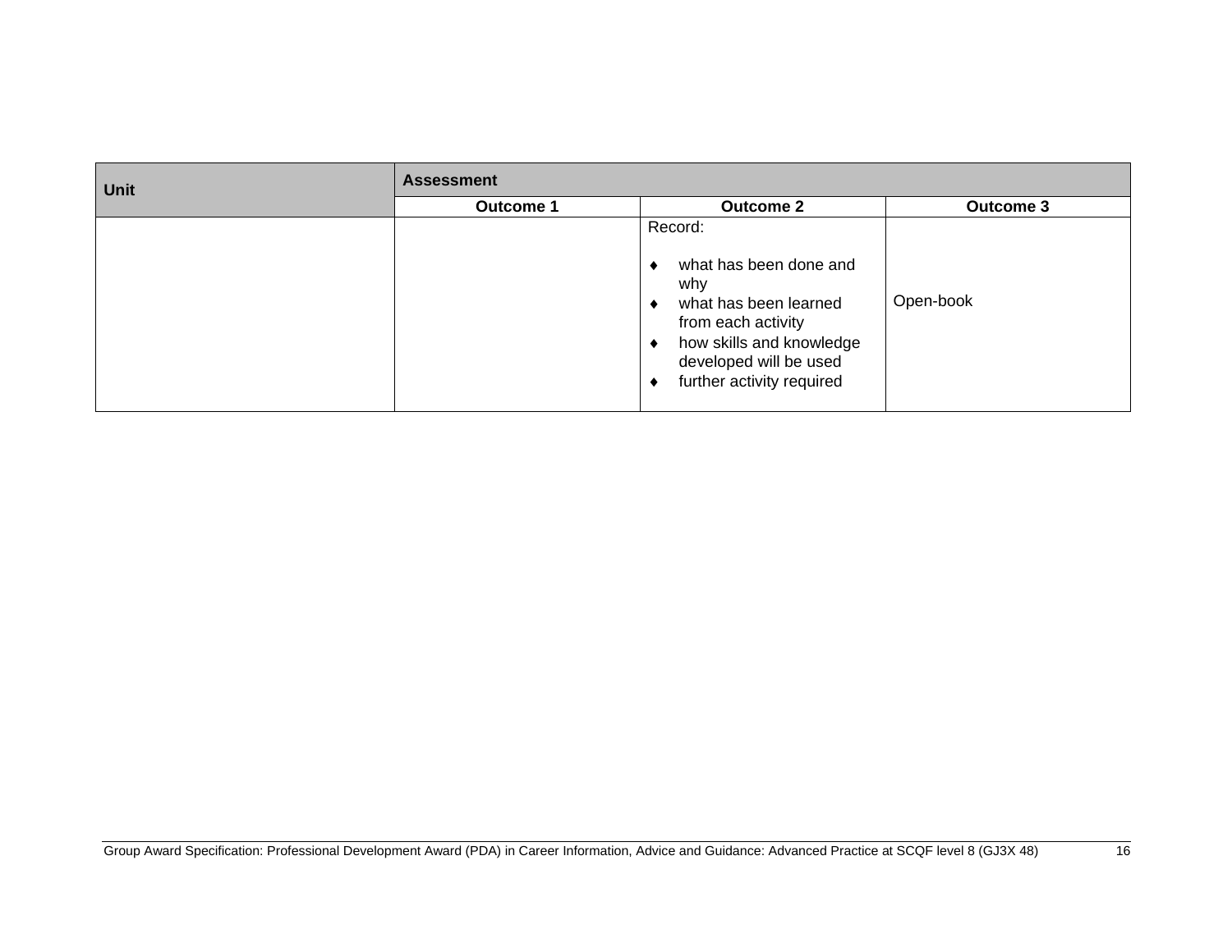| Unit | Assessment | | |
|---|---|---|---|
| | Outcome 1 | Outcome 2 | Outcome 3 |
| | | Record:<br><br>♦ what has been done and why<br>♦ what has been learned from each activity<br>♦ how skills and knowledge developed will be used<br>♦ further activity required | Open-book |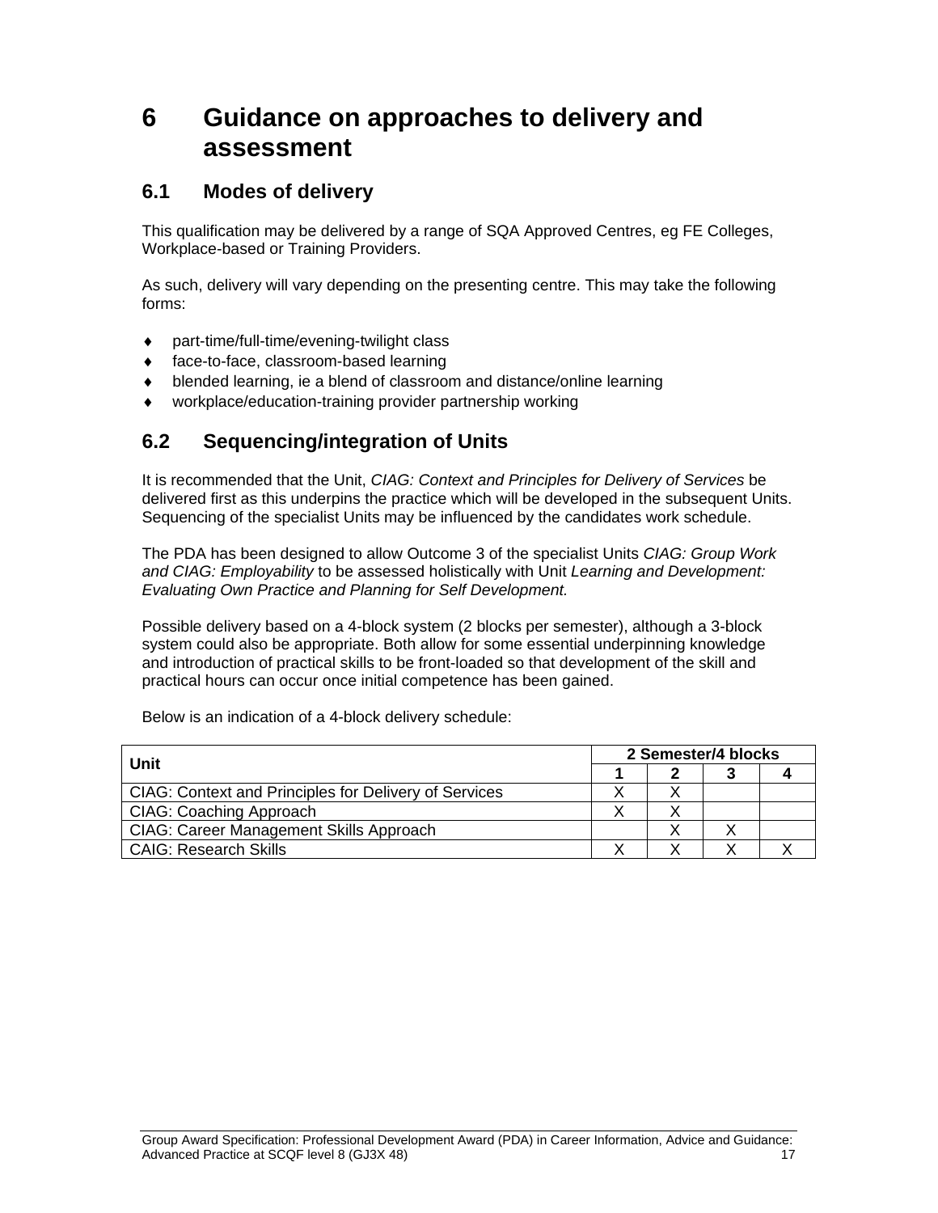# 6 Guidance on approaches to delivery and assessment

## 6.1 Modes of delivery

This qualification may be delivered by a range of SQA Approved Centres, eg FE Colleges, Workplace-based or Training Providers.

As such, delivery will vary depending on the presenting centre. This may take the following forms:

- part-time/full-time/evening-twilight class
- face-to-face, classroom-based learning
- blended learning, ie a blend of classroom and distance/online learning
- workplace/education-training provider partnership working

## 6.2 Sequencing/integration of Units

It is recommended that the Unit, *CIAG: Context and Principles for Delivery of Services* be delivered first as this underpins the practice which will be developed in the subsequent Units. Sequencing of the specialist Units may be influenced by the candidates work schedule.

The PDA has been designed to allow Outcome 3 of the specialist Units *CIAG: Group Work and CIAG: Employability* to be assessed holistically with Unit *Learning and Development: Evaluating Own Practice and Planning for Self Development.*

Possible delivery based on a 4-block system (2 blocks per semester), although a 3-block system could also be appropriate. Both allow for some essential underpinning knowledge and introduction of practical skills to be front-loaded so that development of the skill and practical hours can occur once initial competence has been gained.

Below is an indication of a 4-block delivery schedule:

| Unit | 2 Semester/4 blocks | | | |
|---|---|---|---|---|
| | **1** | **2** | **3** | **4** |
| CIAG: Context and Principles for Delivery of Services | X | X | | |
| CIAG: Coaching Approach | X | X | | |
| CIAG: Career Management Skills Approach | | X | X | |
| CAIG: Research Skills | X | X | X | X |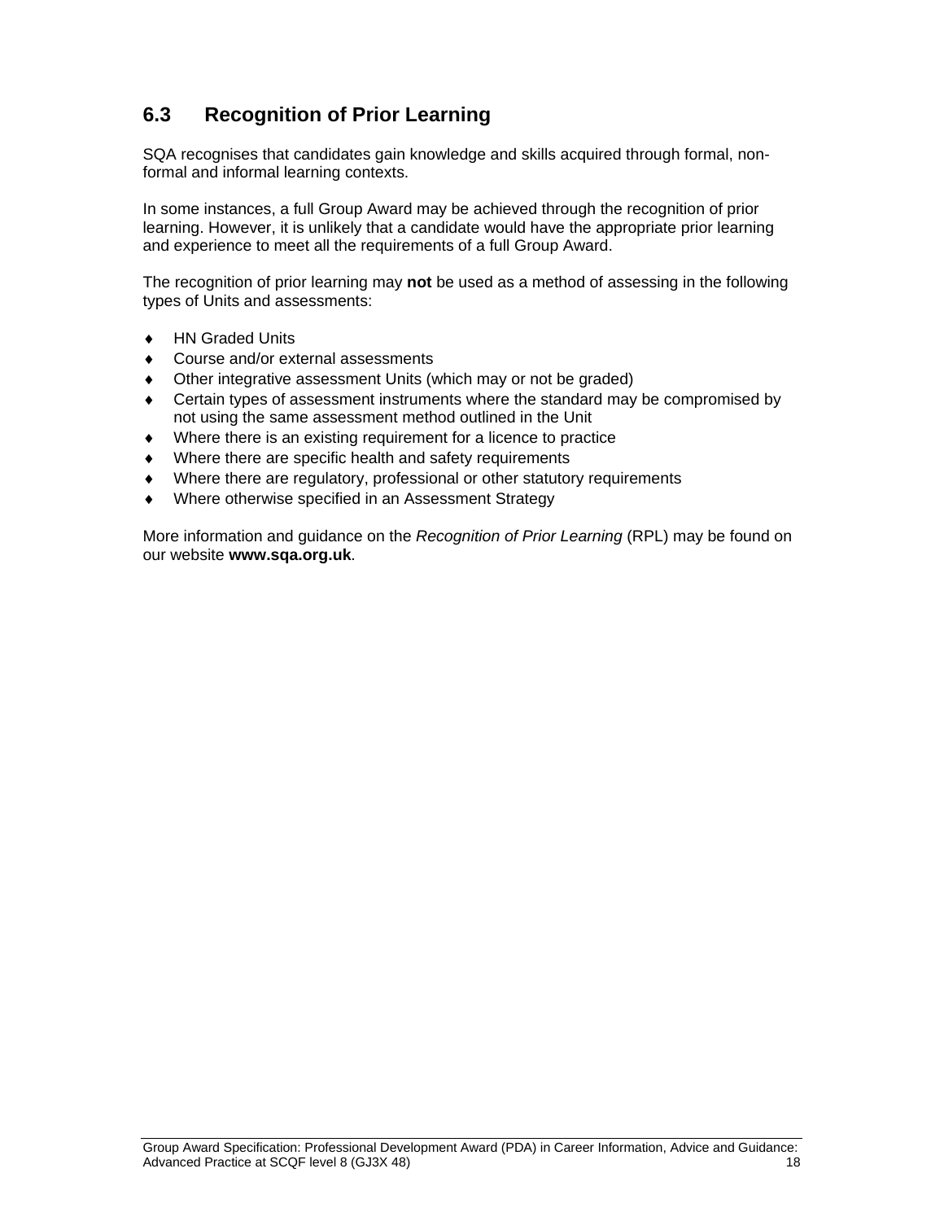## 6.3 Recognition of Prior Learning

SQA recognises that candidates gain knowledge and skills acquired through formal, non-formal and informal learning contexts.

In some instances, a full Group Award may be achieved through the recognition of prior learning. However, it is unlikely that a candidate would have the appropriate prior learning and experience to meet all the requirements of a full Group Award.

The recognition of prior learning may **not** be used as a method of assessing in the following types of Units and assessments:

- HN Graded Units
- Course and/or external assessments
- Other integrative assessment Units (which may or not be graded)
- Certain types of assessment instruments where the standard may be compromised by not using the same assessment method outlined in the Unit
- Where there is an existing requirement for a licence to practice
- Where there are specific health and safety requirements
- Where there are regulatory, professional or other statutory requirements
- Where otherwise specified in an Assessment Strategy

More information and guidance on the *Recognition of Prior Learning* (RPL) may be found on our website **www.sqa.org.uk**.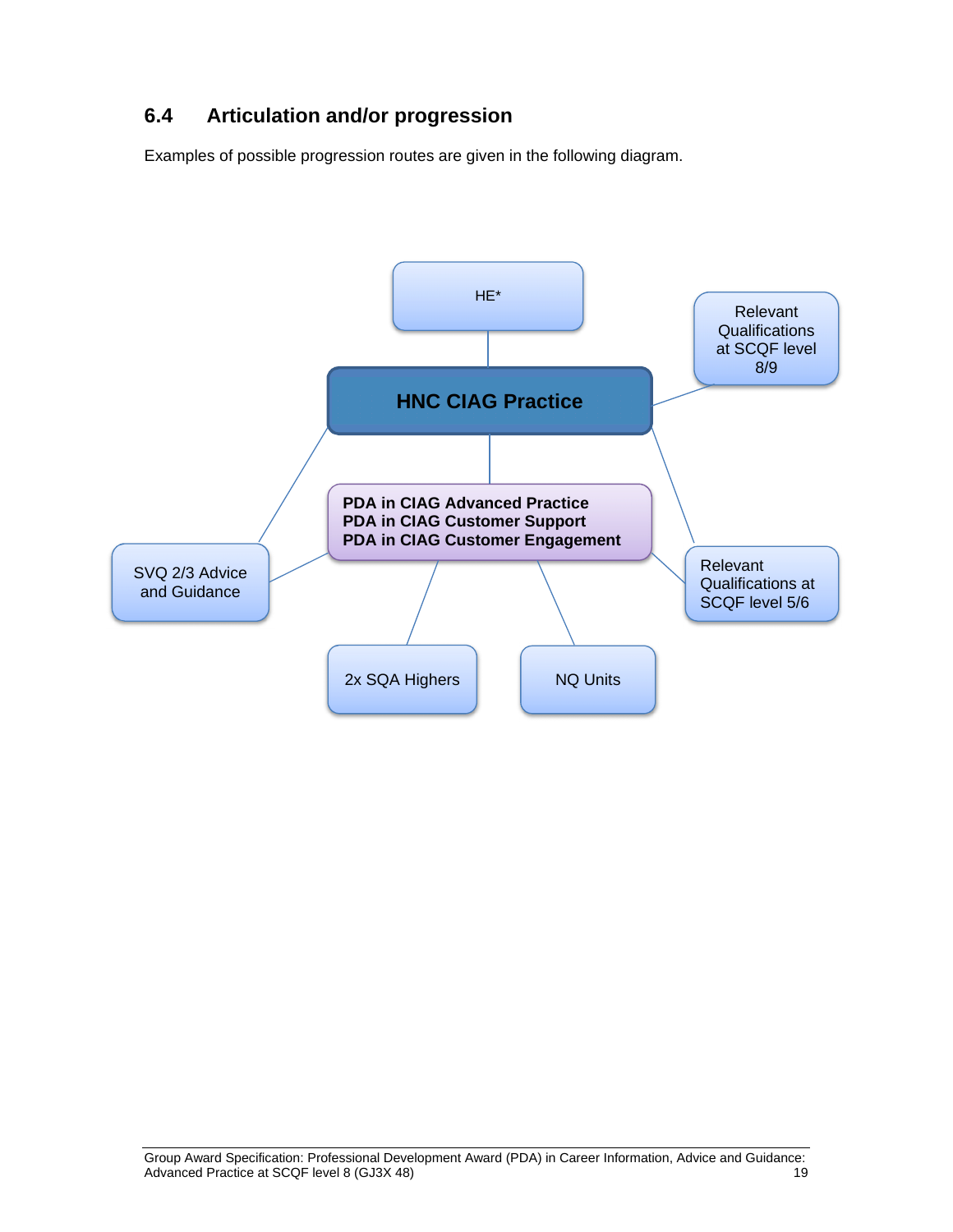## 6.4 Articulation and/or progression

Examples of possible progression routes are given in the following diagram.

HE*

Relevant Qualifications at SCQF level 8/9

**HNC CIAG Practice**

**PDA in CIAG Advanced Practice**
**PDA in CIAG Customer Support**
**PDA in CIAG Customer Engagement**

SVQ 2/3 Advice and Guidance

Relevant Qualifications at SCQF level 5/6

2x SQA Highers

NQ Units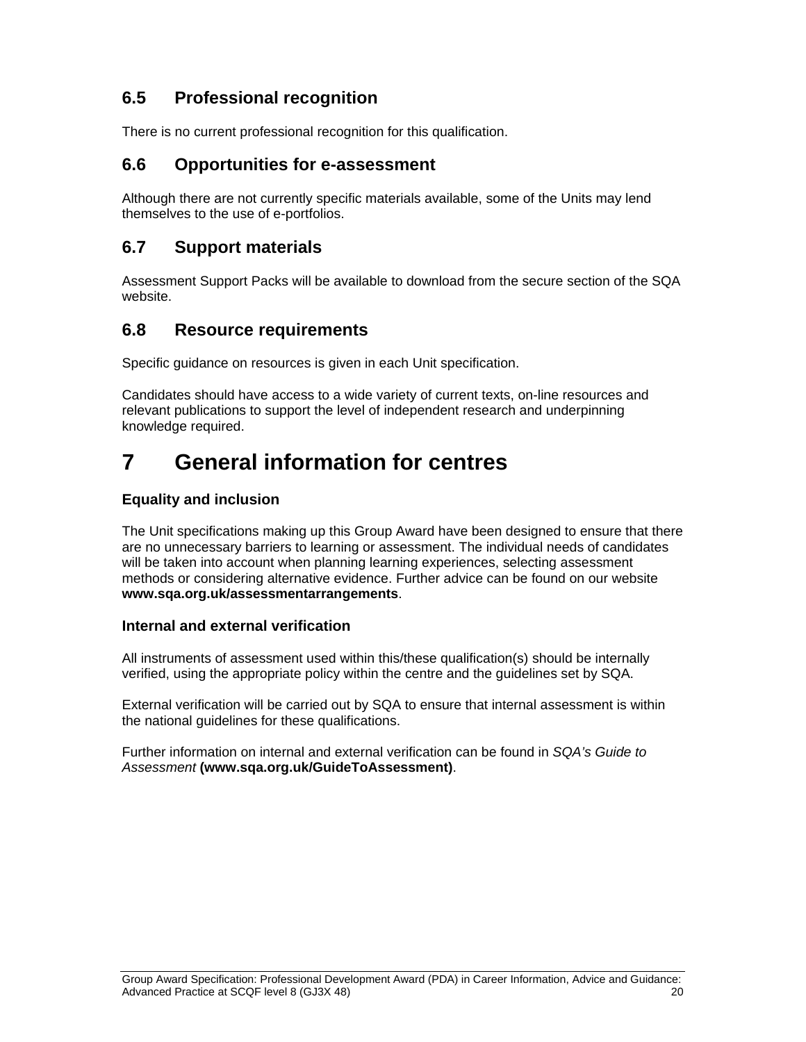## 6.5 Professional recognition

There is no current professional recognition for this qualification.

## 6.6 Opportunities for e-assessment

Although there are not currently specific materials available, some of the Units may lend themselves to the use of e-portfolios.

## 6.7 Support materials

Assessment Support Packs will be available to download from the secure section of the SQA website.

## 6.8 Resource requirements

Specific guidance on resources is given in each Unit specification.

Candidates should have access to a wide variety of current texts, on-line resources and relevant publications to support the level of independent research and underpinning knowledge required.

# 7 General information for centres

### Equality and inclusion

The Unit specifications making up this Group Award have been designed to ensure that there are no unnecessary barriers to learning or assessment. The individual needs of candidates will be taken into account when planning learning experiences, selecting assessment methods or considering alternative evidence. Further advice can be found on our website **www.sqa.org.uk/assessmentarrangements**.

### Internal and external verification

All instruments of assessment used within this/these qualification(s) should be internally verified, using the appropriate policy within the centre and the guidelines set by SQA.

External verification will be carried out by SQA to ensure that internal assessment is within the national guidelines for these qualifications.

Further information on internal and external verification can be found in *SQA's Guide to Assessment* **(www.sqa.org.uk/GuideToAssessment)**.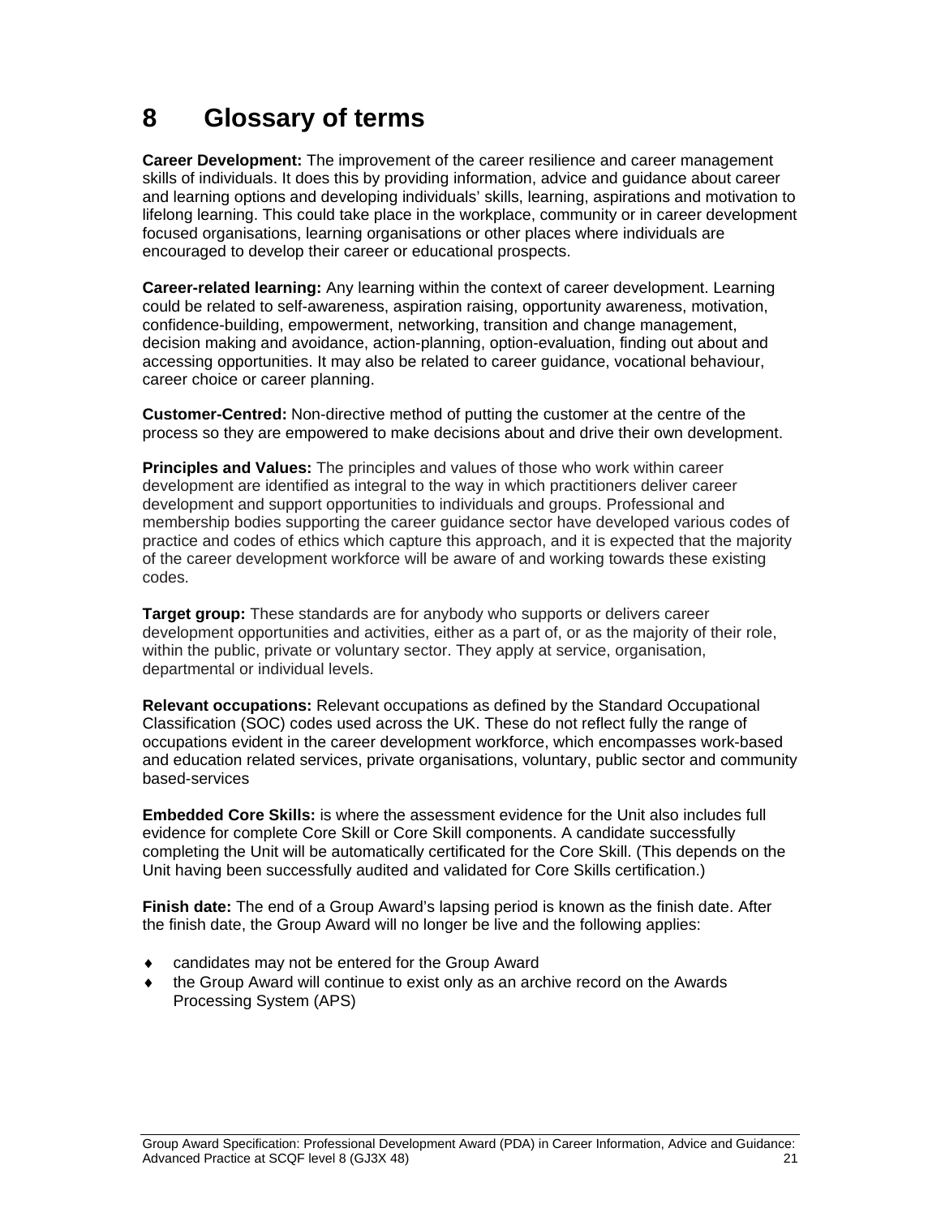# 8 Glossary of terms

**Career Development:** The improvement of the career resilience and career management skills of individuals. It does this by providing information, advice and guidance about career and learning options and developing individuals' skills, learning, aspirations and motivation to lifelong learning. This could take place in the workplace, community or in career development focused organisations, learning organisations or other places where individuals are encouraged to develop their career or educational prospects.

**Career-related learning:** Any learning within the context of career development. Learning could be related to self-awareness, aspiration raising, opportunity awareness, motivation, confidence-building, empowerment, networking, transition and change management, decision making and avoidance, action-planning, option-evaluation, finding out about and accessing opportunities. It may also be related to career guidance, vocational behaviour, career choice or career planning.

**Customer-Centred:** Non-directive method of putting the customer at the centre of the process so they are empowered to make decisions about and drive their own development.

**Principles and Values:** The principles and values of those who work within career development are identified as integral to the way in which practitioners deliver career development and support opportunities to individuals and groups. Professional and membership bodies supporting the career guidance sector have developed various codes of practice and codes of ethics which capture this approach, and it is expected that the majority of the career development workforce will be aware of and working towards these existing codes.

**Target group:** These standards are for anybody who supports or delivers career development opportunities and activities, either as a part of, or as the majority of their role, within the public, private or voluntary sector. They apply at service, organisation, departmental or individual levels.

**Relevant occupations:** Relevant occupations as defined by the Standard Occupational Classification (SOC) codes used across the UK. These do not reflect fully the range of occupations evident in the career development workforce, which encompasses work-based and education related services, private organisations, voluntary, public sector and community based-services

**Embedded Core Skills:** is where the assessment evidence for the Unit also includes full evidence for complete Core Skill or Core Skill components. A candidate successfully completing the Unit will be automatically certificated for the Core Skill. (This depends on the Unit having been successfully audited and validated for Core Skills certification.)

**Finish date:** The end of a Group Award's lapsing period is known as the finish date. After the finish date, the Group Award will no longer be live and the following applies:

- candidates may not be entered for the Group Award
- the Group Award will continue to exist only as an archive record on the Awards Processing System (APS)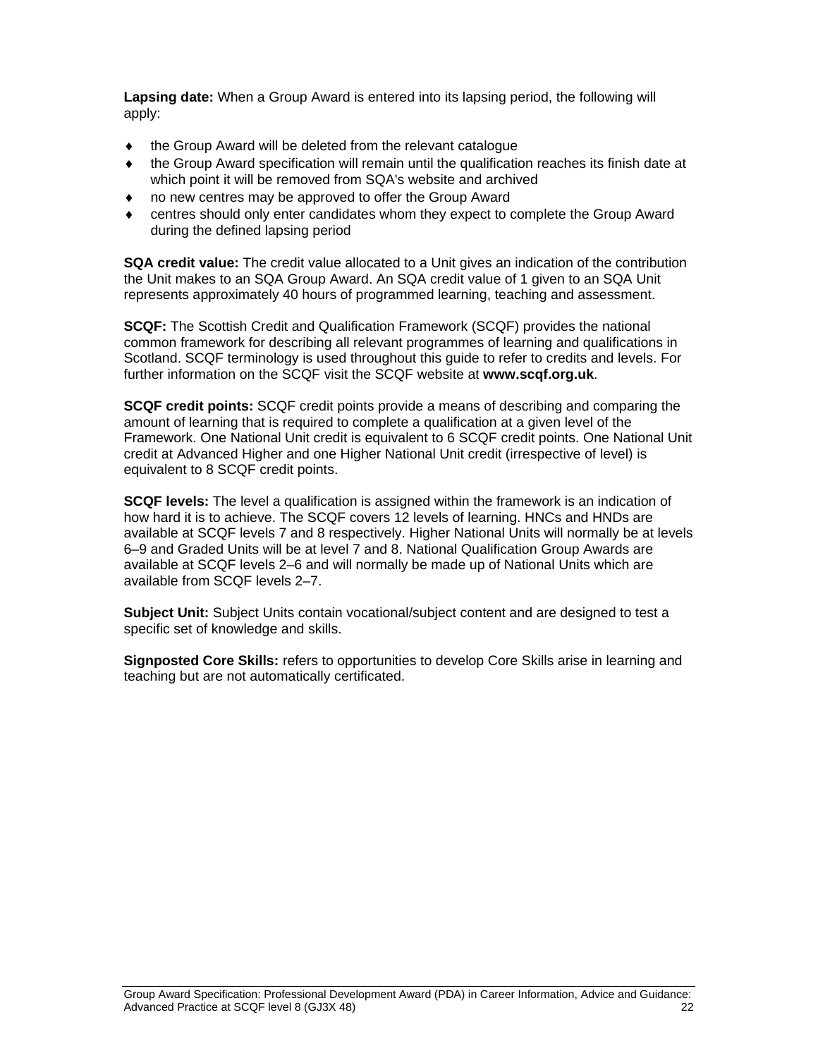**Lapsing date:** When a Group Award is entered into its lapsing period, the following will apply:

- the Group Award will be deleted from the relevant catalogue
- the Group Award specification will remain until the qualification reaches its finish date at which point it will be removed from SQA's website and archived
- no new centres may be approved to offer the Group Award
- centres should only enter candidates whom they expect to complete the Group Award during the defined lapsing period

**SQA credit value:** The credit value allocated to a Unit gives an indication of the contribution the Unit makes to an SQA Group Award. An SQA credit value of 1 given to an SQA Unit represents approximately 40 hours of programmed learning, teaching and assessment.

**SCQF:** The Scottish Credit and Qualification Framework (SCQF) provides the national common framework for describing all relevant programmes of learning and qualifications in Scotland. SCQF terminology is used throughout this guide to refer to credits and levels. For further information on the SCQF visit the SCQF website at **www.scqf.org.uk**.

**SCQF credit points:** SCQF credit points provide a means of describing and comparing the amount of learning that is required to complete a qualification at a given level of the Framework. One National Unit credit is equivalent to 6 SCQF credit points. One National Unit credit at Advanced Higher and one Higher National Unit credit (irrespective of level) is equivalent to 8 SCQF credit points.

**SCQF levels:** The level a qualification is assigned within the framework is an indication of how hard it is to achieve. The SCQF covers 12 levels of learning. HNCs and HNDs are available at SCQF levels 7 and 8 respectively. Higher National Units will normally be at levels 6–9 and Graded Units will be at level 7 and 8. National Qualification Group Awards are available at SCQF levels 2–6 and will normally be made up of National Units which are available from SCQF levels 2–7.

**Subject Unit:** Subject Units contain vocational/subject content and are designed to test a specific set of knowledge and skills.

**Signposted Core Skills:** refers to opportunities to develop Core Skills arise in learning and teaching but are not automatically certificated.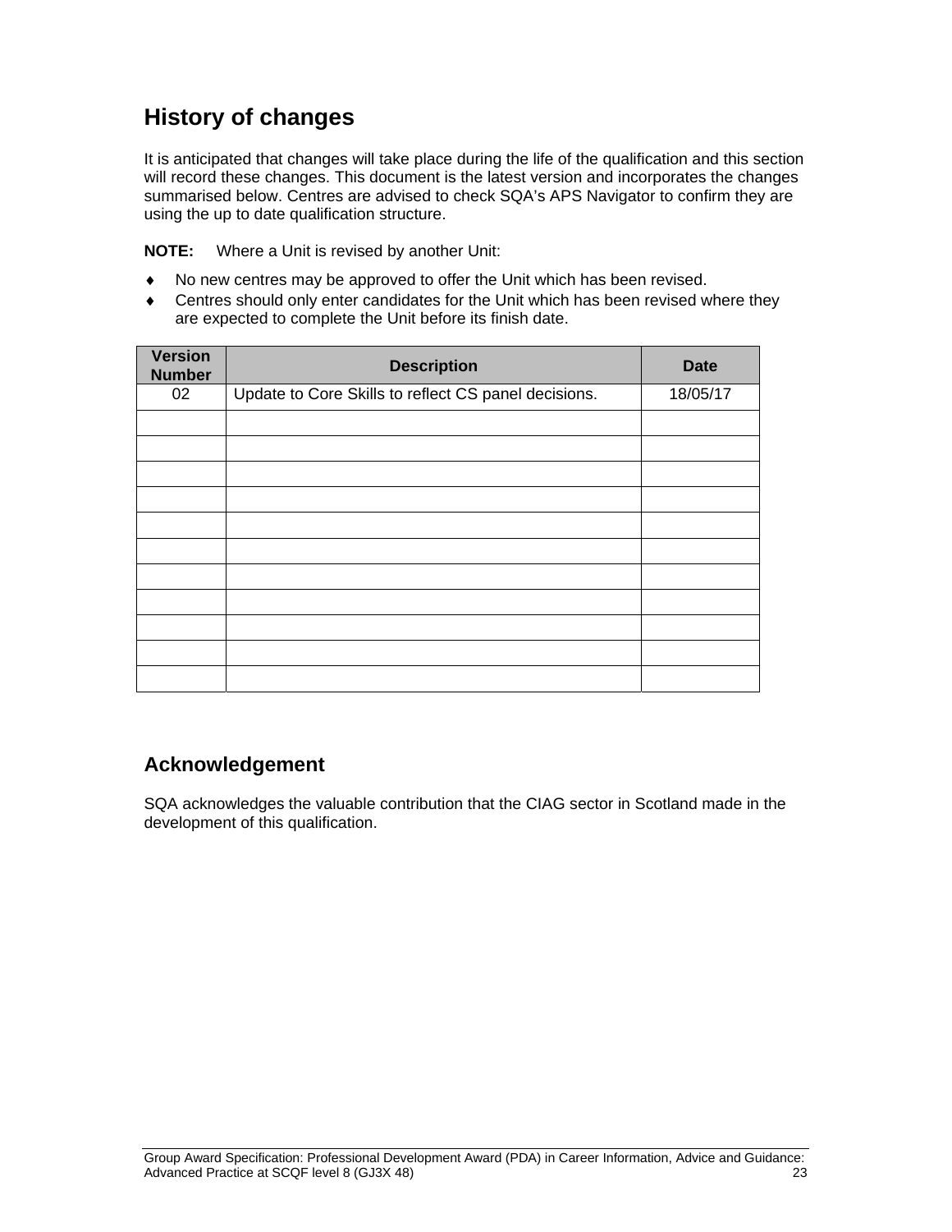## History of changes

It is anticipated that changes will take place during the life of the qualification and this section will record these changes. This document is the latest version and incorporates the changes summarised below. Centres are advised to check SQA's APS Navigator to confirm they are using the up to date qualification structure.

**NOTE:** Where a Unit is revised by another Unit:

- No new centres may be approved to offer the Unit which has been revised.
- Centres should only enter candidates for the Unit which has been revised where they are expected to complete the Unit before its finish date.

| Version Number | Description | Date |
|---|---|---|
| 02 | Update to Core Skills to reflect CS panel decisions. | 18/05/17 |
| | | |
| | | |
| | | |
| | | |
| | | |
| | | |
| | | |
| | | |
| | | |
| | | |
| | | |

## Acknowledgement

SQA acknowledges the valuable contribution that the CIAG sector in Scotland made in the development of this qualification.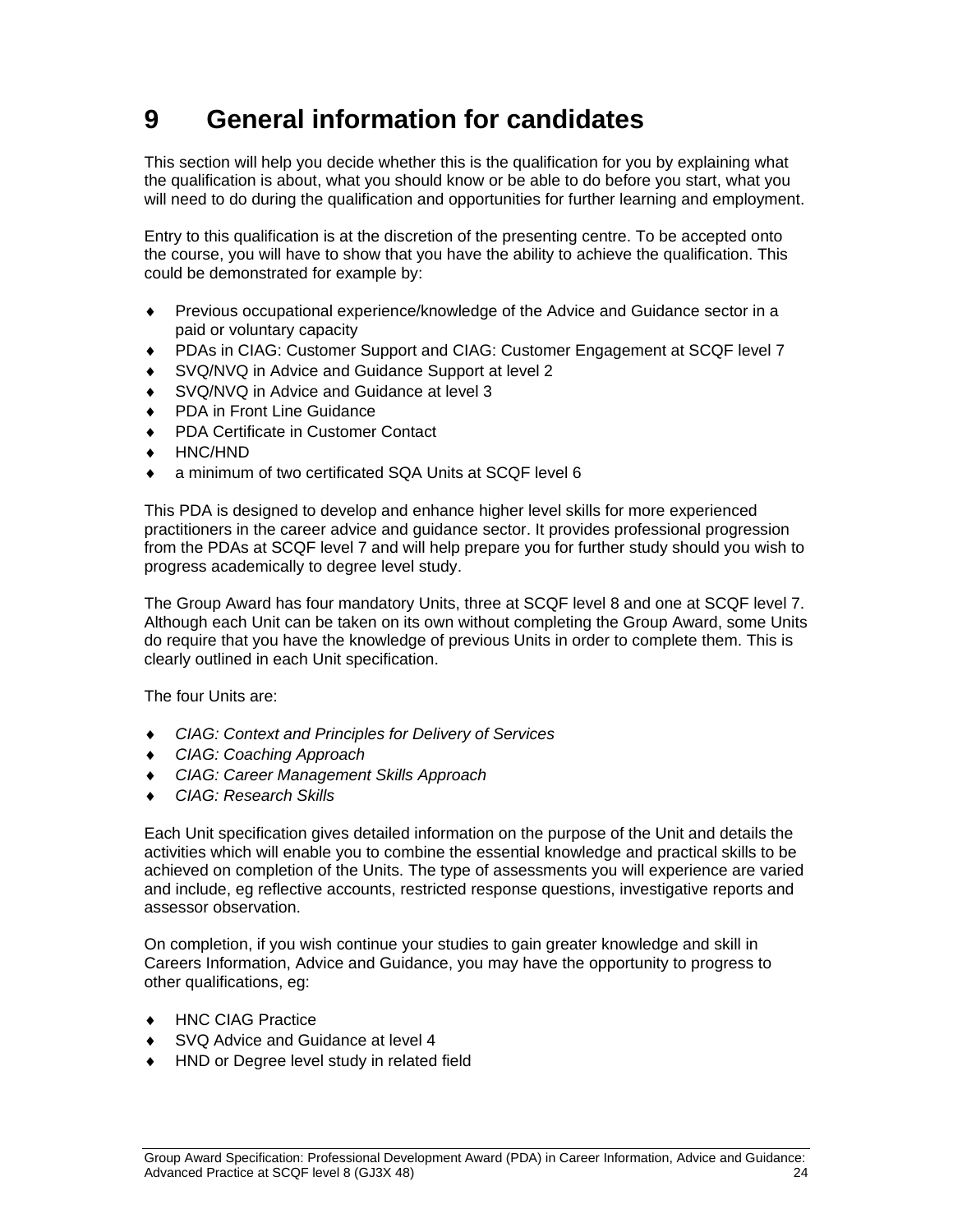# 9 General information for candidates

This section will help you decide whether this is the qualification for you by explaining what the qualification is about, what you should know or be able to do before you start, what you will need to do during the qualification and opportunities for further learning and employment.

Entry to this qualification is at the discretion of the presenting centre. To be accepted onto the course, you will have to show that you have the ability to achieve the qualification. This could be demonstrated for example by:

- Previous occupational experience/knowledge of the Advice and Guidance sector in a paid or voluntary capacity
- PDAs in CIAG: Customer Support and CIAG: Customer Engagement at SCQF level 7
- SVQ/NVQ in Advice and Guidance Support at level 2
- SVQ/NVQ in Advice and Guidance at level 3
- PDA in Front Line Guidance
- PDA Certificate in Customer Contact
- HNC/HND
- a minimum of two certificated SQA Units at SCQF level 6

This PDA is designed to develop and enhance higher level skills for more experienced practitioners in the career advice and guidance sector. It provides professional progression from the PDAs at SCQF level 7 and will help prepare you for further study should you wish to progress academically to degree level study.

The Group Award has four mandatory Units, three at SCQF level 8 and one at SCQF level 7. Although each Unit can be taken on its own without completing the Group Award, some Units do require that you have the knowledge of previous Units in order to complete them. This is clearly outlined in each Unit specification.

The four Units are:

- *CIAG: Context and Principles for Delivery of Services*
- *CIAG: Coaching Approach*
- *CIAG: Career Management Skills Approach*
- *CIAG: Research Skills*

Each Unit specification gives detailed information on the purpose of the Unit and details the activities which will enable you to combine the essential knowledge and practical skills to be achieved on completion of the Units. The type of assessments you will experience are varied and include, eg reflective accounts, restricted response questions, investigative reports and assessor observation.

On completion, if you wish continue your studies to gain greater knowledge and skill in Careers Information, Advice and Guidance, you may have the opportunity to progress to other qualifications, eg:

- HNC CIAG Practice
- SVQ Advice and Guidance at level 4
- HND or Degree level study in related field